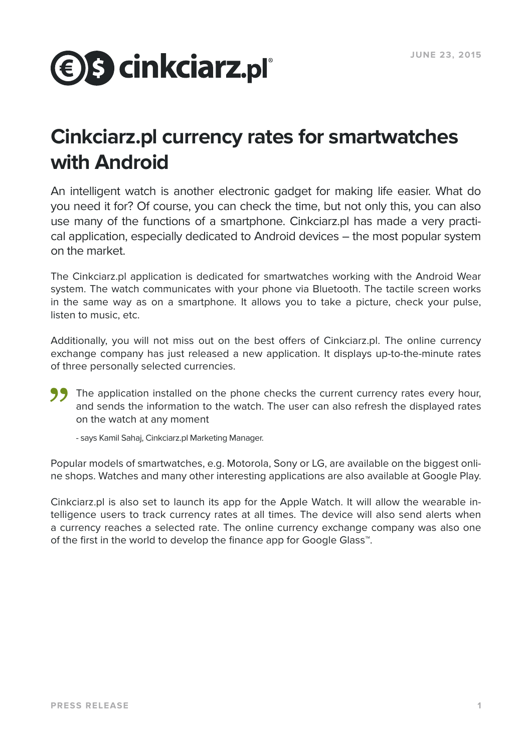JUNE 23, 2015

# Cinkciarz.pl currency rates for smartwatches with Android

An intelligent watch is another electronic gadget for making life easier. What do you need it for? Of course, you can check the time, but not only this, you can also use many of the functions of a smartphone. Cinkciarz.pl has made a very practical application, especially dedicated to Android devices – the most popular system on the market.

The Cinkciarz.pl application is dedicated for smartwatches working with the Android Wear system. The watch communicates with your phone via Bluetooth. The tactile screen works in the same way as on a smartphone. It allows you to take a picture, check your pulse, listen to music, etc.

Additionally, you will not miss out on the best offers of Cinkciarz.pl. The online currency exchange company has just released a new application. It displays up-to-the-minute rates of three personally selected currencies.

> The application installed on the phone checks the current currency rates every hour, and sends the information to the watch. The user can also refresh the displayed rates on the watch at any moment
>
> - says Kamil Sahaj, Cinkciarz.pl Marketing Manager.

Popular models of smartwatches, e.g. Motorola, Sony or LG, are available on the biggest online shops. Watches and many other interesting applications are also available at Google Play.

Cinkciarz.pl is also set to launch its app for the Apple Watch. It will allow the wearable intelligence users to track currency rates at all times. The device will also send alerts when a currency reaches a selected rate. The online currency exchange company was also one of the first in the world to develop the finance app for Google Glass™.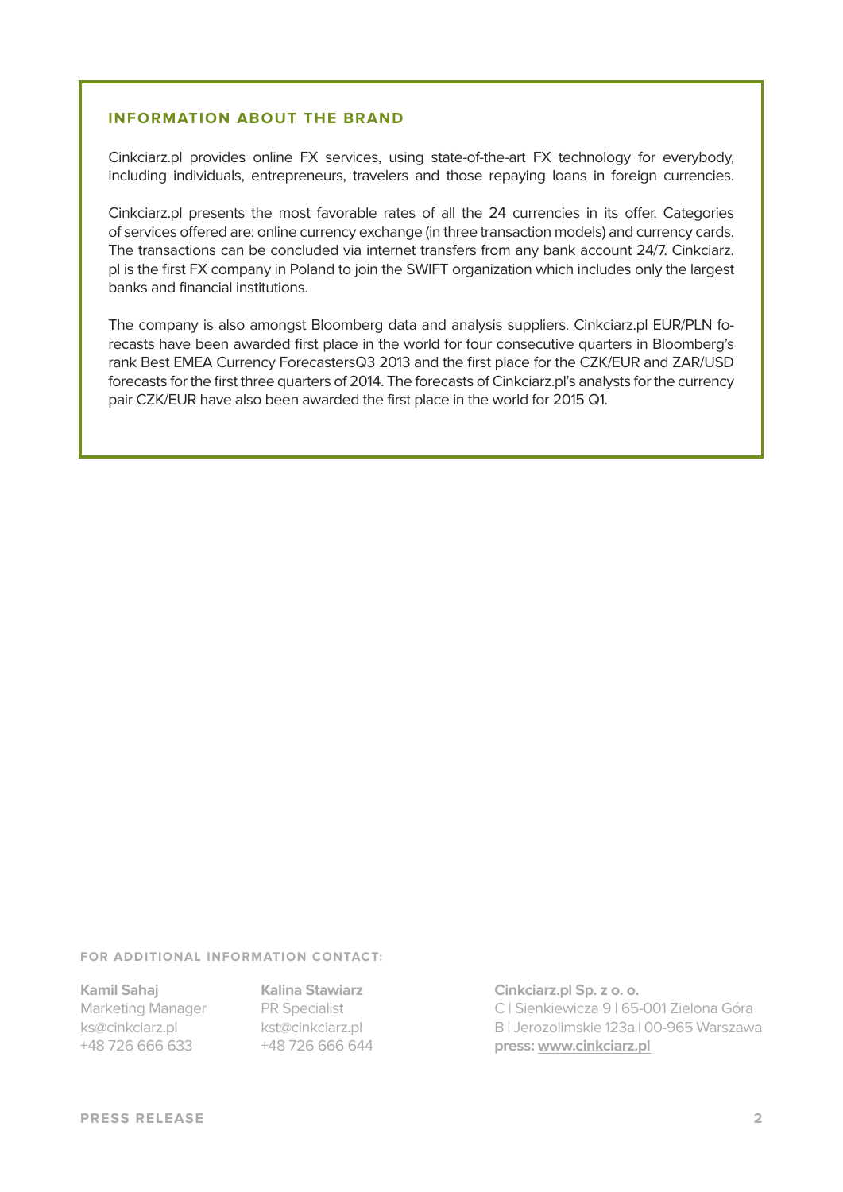## INFORMATION ABOUT THE BRAND

Cinkciarz.pl provides online FX services, using state-of-the-art FX technology for everybody, including individuals, entrepreneurs, travelers and those repaying loans in foreign currencies.

Cinkciarz.pl presents the most favorable rates of all the 24 currencies in its offer. Categories of services offered are: online currency exchange (in three transaction models) and currency cards. The transactions can be concluded via internet transfers from any bank account 24/7. Cinkciarz.pl is the first FX company in Poland to join the SWIFT organization which includes only the largest banks and financial institutions.

The company is also amongst Bloomberg data and analysis suppliers. Cinkciarz.pl EUR/PLN forecasts have been awarded first place in the world for four consecutive quarters in Bloomberg's rank Best EMEA Currency ForecastersQ3 2013 and the first place for the CZK/EUR and ZAR/USD forecasts for the first three quarters of 2014. The forecasts of Cinkciarz.pl's analysts for the currency pair CZK/EUR have also been awarded the first place in the world for 2015 Q1.

**FOR ADDITIONAL INFORMATION CONTACT:**

**Kamil Sahaj**
Marketing Manager
ks@cinkciarz.pl
+48 726 666 633

**Kalina Stawiarz**
PR Specialist
kst@cinkciarz.pl
+48 726 666 644

**Cinkciarz.pl Sp. z o. o.**
C | Sienkiewicza 9 | 65-001 Zielona Góra
B | Jerozolimskie 123a | 00-965 Warszawa
**press: www.cinkciarz.pl**

PRESS RELEASE